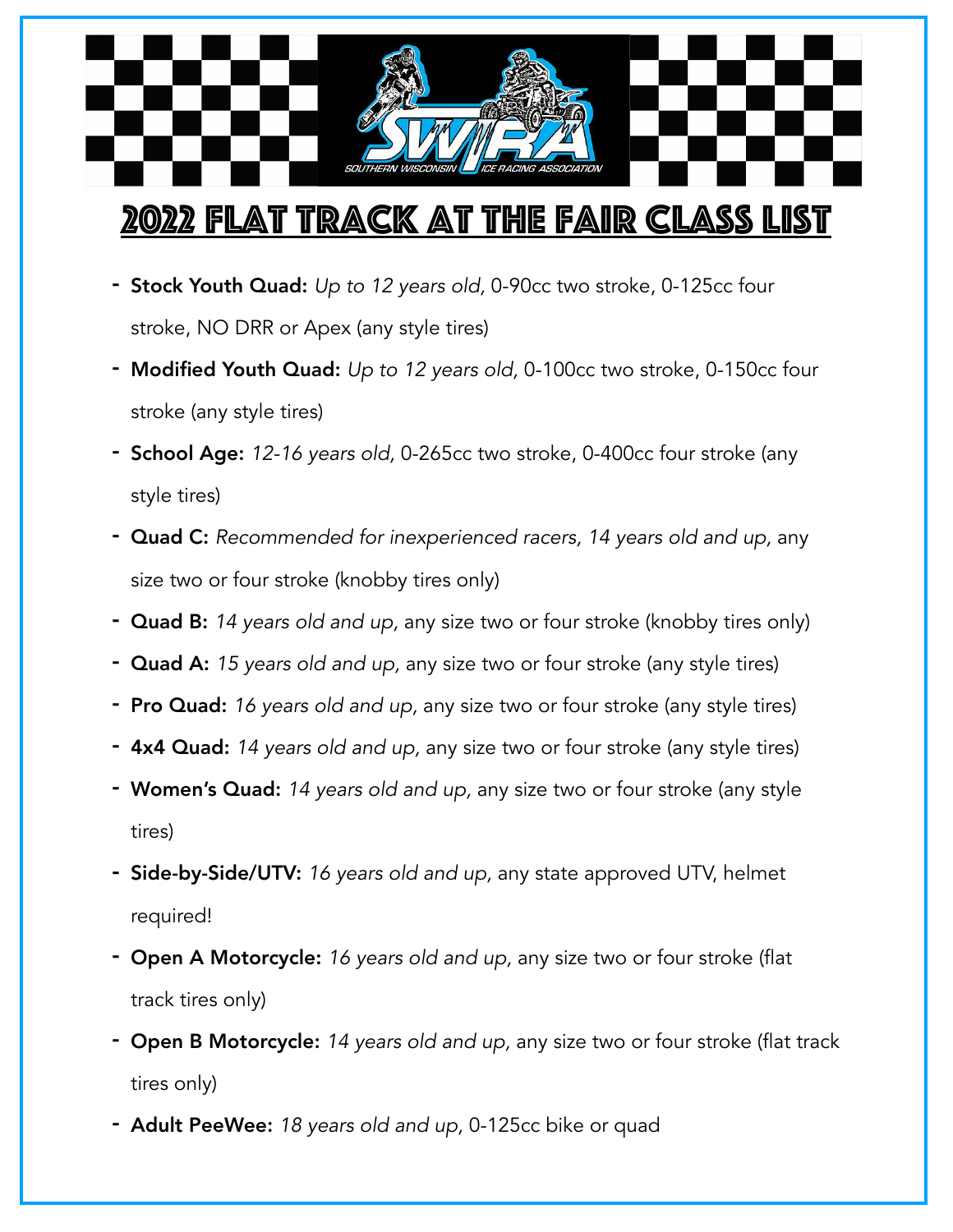SOUTHERN WISCONSIN ICE RACING ASSOCIATION

# 2022 Flat Track at the Fair Class List

- **Stock Youth Quad:** *Up to 12 years old*, 0-90cc two stroke, 0-125cc four stroke, NO DRR or Apex (any style tires)
- **Modified Youth Quad:** *Up to 12 years old*, 0-100cc two stroke, 0-150cc four stroke (any style tires)
- **School Age:** *12-16 years old*, 0-265cc two stroke, 0-400cc four stroke (any style tires)
- **Quad C:** *Recommended for inexperienced racers, 14 years old and up*, any size two or four stroke (knobby tires only)
- **Quad B:** *14 years old and up*, any size two or four stroke (knobby tires only)
- **Quad A:** *15 years old and up*, any size two or four stroke (any style tires)
- **Pro Quad:** *16 years old and up*, any size two or four stroke (any style tires)
- **4x4 Quad:** *14 years old and up*, any size two or four stroke (any style tires)
- **Women's Quad:** *14 years old and up*, any size two or four stroke (any style tires)
- **Side-by-Side/UTV:** *16 years old and up*, any state approved UTV, helmet required!
- **Open A Motorcycle:** *16 years old and up*, any size two or four stroke (flat track tires only)
- **Open B Motorcycle:** *14 years old and up*, any size two or four stroke (flat track tires only)
- **Adult PeeWee:** *18 years old and up*, 0-125cc bike or quad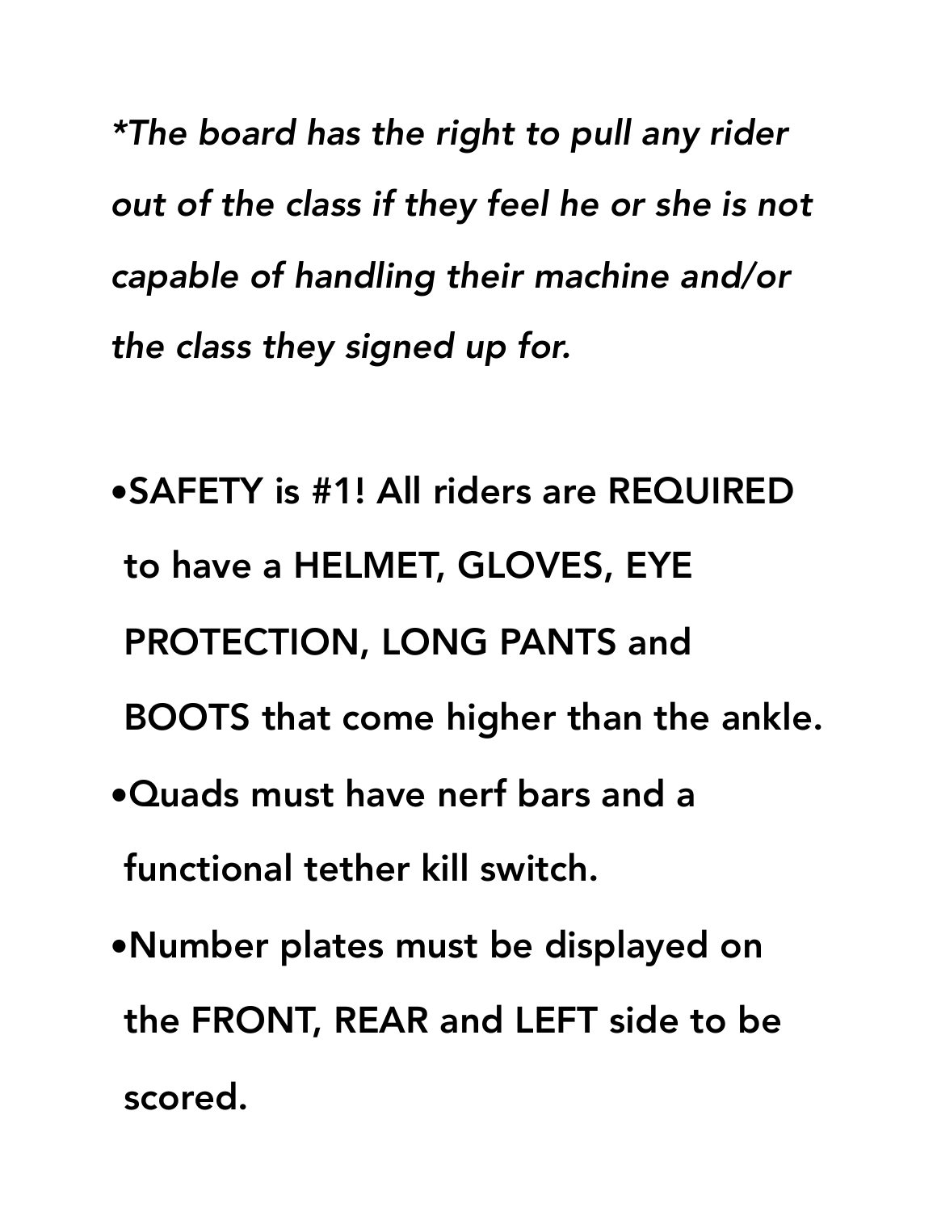*\*The board has the right to pull any rider out of the class if they feel he or she is not capable of handling their machine and/or the class they signed up for.*

- **SAFETY is #1! All riders are REQUIRED to have a HELMET, GLOVES, EYE PROTECTION, LONG PANTS and BOOTS that come higher than the ankle.**
- **Quads must have nerf bars and a functional tether kill switch.**
- **Number plates must be displayed on the FRONT, REAR and LEFT side to be scored.**